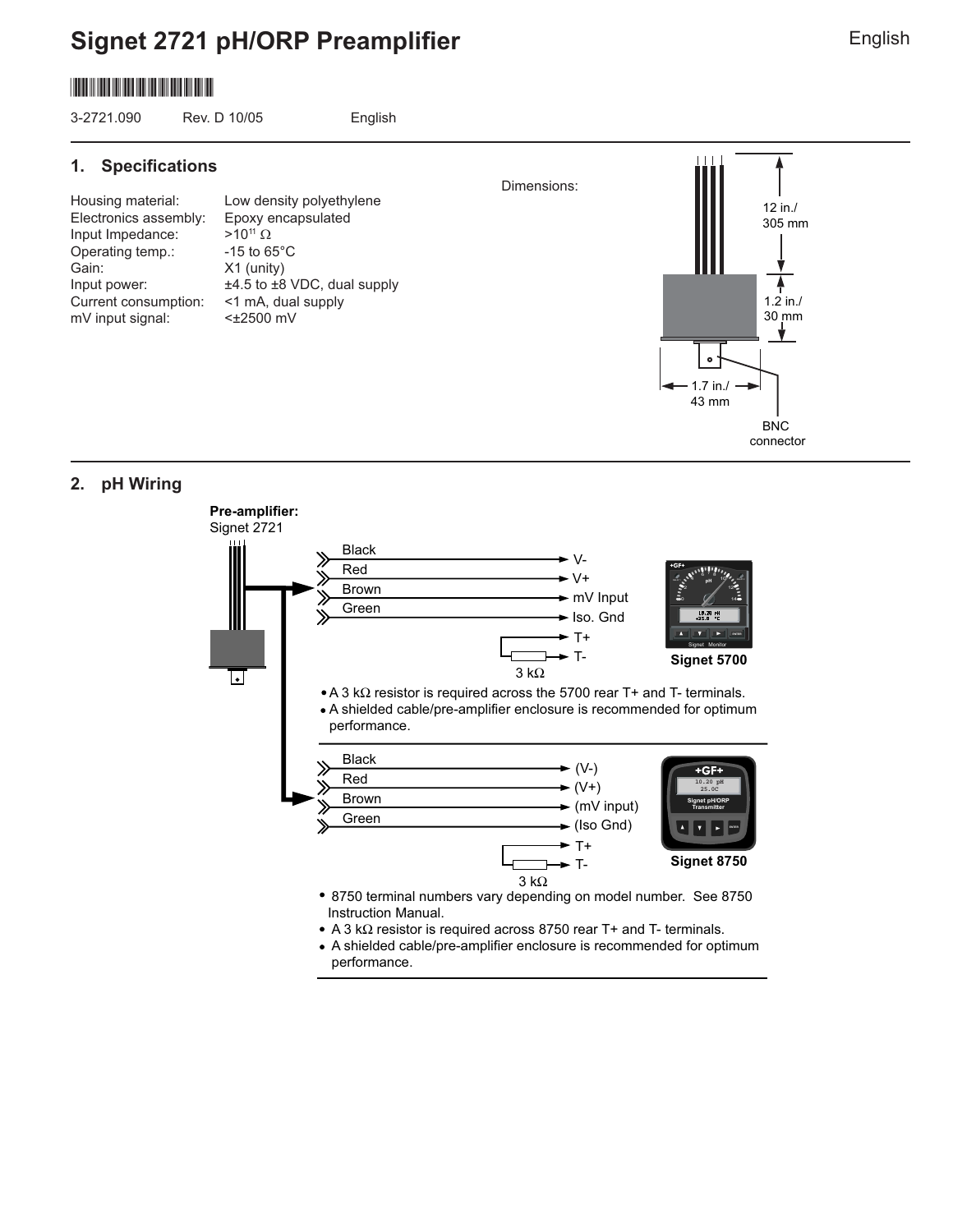# Signet 2721 pH/ORP Preamplifier

3-2721.090 Rev. D 10/05 English

## 1. Specifications

| | |
|---|---|
| Housing material: | Low density polyethylene |
| Electronics assembly: | Epoxy encapsulated |
| Input Impedance: | $>10^{11}\ \Omega$ |
| Operating temp.: | -15 to 65°C |
| Gain: | X1 (unity) |
| Input power: | ±4.5 to ±8 VDC, dual supply |
| Current consumption: | <1 mA, dual supply |
| mV input signal: | <±2500 mV |

Dimensions:

12 in./ 305 mm

1.2 in./ 30 mm

1.7 in./ 43 mm

BNC connector

## 2. pH Wiring

**Pre-amplifier:**
Signet 2721

| Wire | Signet 5700 |
|---|---|
| Black | V- |
| Red | V+ |
| Brown | mV Input |
| Green | Iso. Gnd |
| 3 kΩ | T+ / T- |

**Signet 5700**

- A 3 kΩ resistor is required across the 5700 rear T+ and T- terminals.
- A shielded cable/pre-amplifier enclosure is recommended for optimum performance.

| Wire | Signet 8750 |
|---|---|
| Black | (V-) |
| Red | (V+) |
| Brown | (mV input) |
| Green | (Iso Gnd) |
| 3 kΩ | T+ / T- |

**Signet 8750**

- 8750 terminal numbers vary depending on model number. See 8750 Instruction Manual.
- A 3 kΩ resistor is required across 8750 rear T+ and T- terminals.
- A shielded cable/pre-amplifier enclosure is recommended for optimum performance.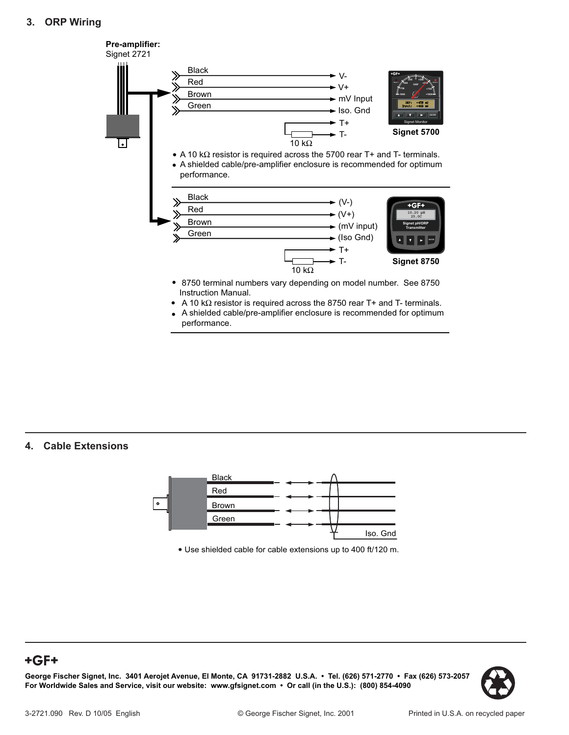## 3. ORP Wiring

**Pre-amplifier:**
Signet 2721

Black
Red
Brown
Green

V-
V+
mV Input
Iso. Gnd
T+
T-
10 kΩ

Signet 5700

- A 10 kΩ resistor is required across the 5700 rear T+ and T- terminals.
- A shielded cable/pre-amplifier enclosure is recommended for optimum performance.

Black
Red
Brown
Green

(V-)
(V+)
(mV input)
(Iso Gnd)
T+
T-
10 kΩ

Signet 8750

- 8750 terminal numbers vary depending on model number. See 8750 Instruction Manual.
- A 10 kΩ resistor is required across the 8750 rear T+ and T- terminals.
- A shielded cable/pre-amplifier enclosure is recommended for optimum performance.

## 4. Cable Extensions

Black
Red
Brown
Green
Iso. Gnd

- Use shielded cable for cable extensions up to 400 ft/120 m.

+GF+

**George Fischer Signet, Inc. 3401 Aerojet Avenue, El Monte, CA 91731-2882 U.S.A. • Tel. (626) 571-2770 • Fax (626) 573-2057**
**For Worldwide Sales and Service, visit our website: www.gfsignet.com • Or call (in the U.S.): (800) 854-4090**

3-2721.090 Rev. D 10/05 English © George Fischer Signet, Inc. 2001 Printed in U.S.A. on recycled paper